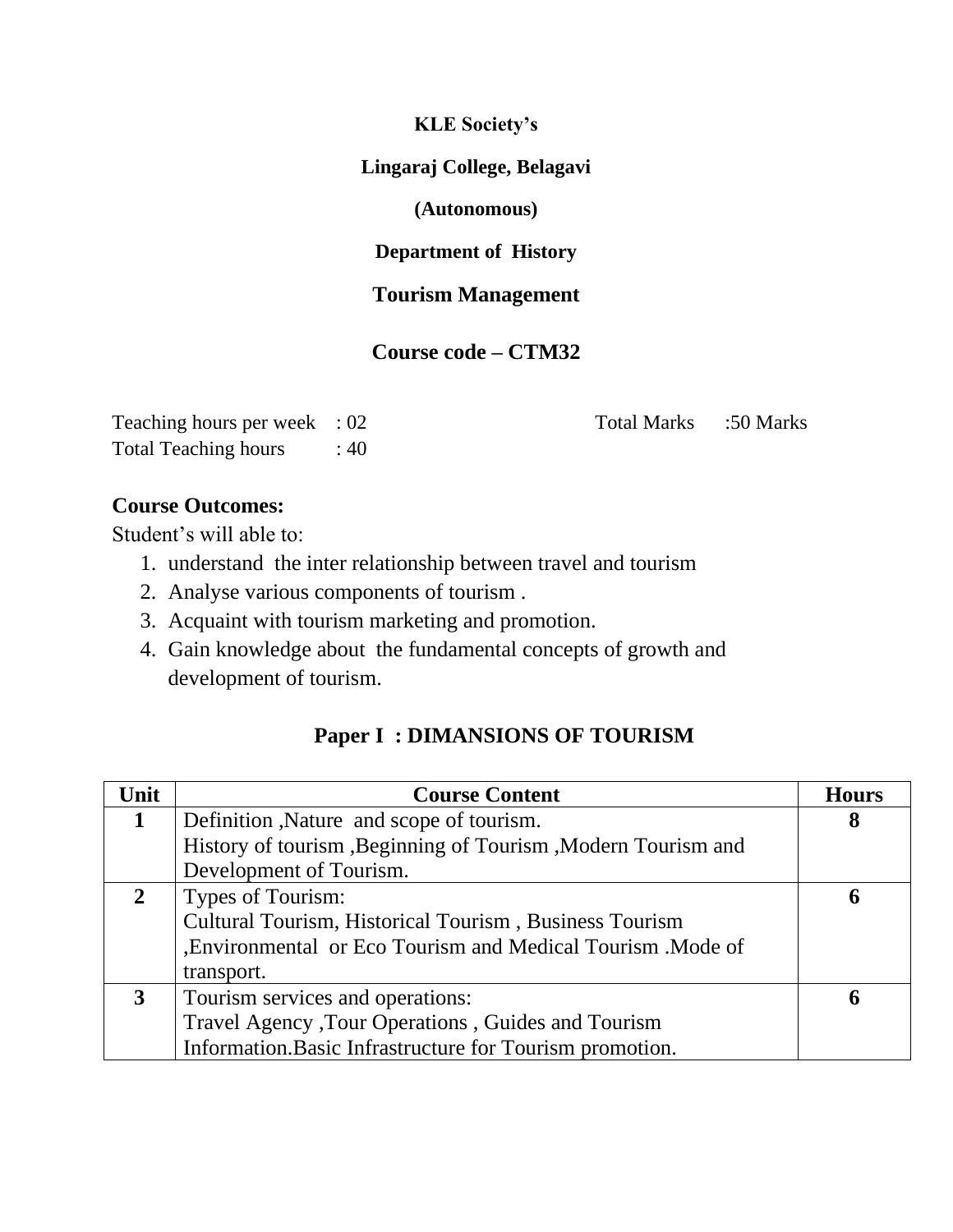**KLE Society's**

**Lingaraj College, Belagavi**

**(Autonomous)**

**Department of History**

## Tourism Management

## Course code – CTM32

Teaching hours per week : 02 Total Marks :50 Marks
Total Teaching hours : 40

**Course Outcomes:**

Student's will able to:

1. understand the inter relationship between travel and tourism
2. Analyse various components of tourism .
3. Acquaint with tourism marketing and promotion.
4. Gain knowledge about the fundamental concepts of growth and development of tourism.

## Paper I : DIMANSIONS OF TOURISM

| Unit | Course Content | Hours |
|---|---|---|
| **1** | Definition ,Nature and scope of tourism.<br>History of tourism ,Beginning of Tourism ,Modern Tourism and Development of Tourism. | **8** |
| **2** | Types of Tourism:<br>Cultural Tourism, Historical Tourism , Business Tourism ,Environmental or Eco Tourism and Medical Tourism .Mode of transport. | **6** |
| **3** | Tourism services and operations:<br>Travel Agency ,Tour Operations , Guides and Tourism Information.Basic Infrastructure for Tourism promotion. | **6** |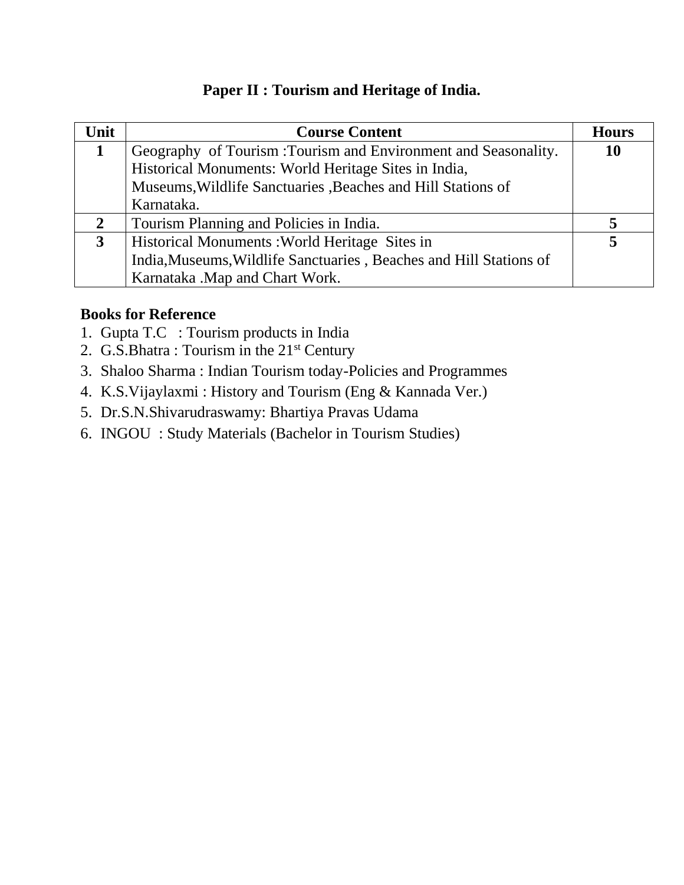## Paper II : Tourism and Heritage of India.

| Unit | Course Content | Hours |
|---|---|---|
| **1** | Geography of Tourism :Tourism and Environment and Seasonality. Historical Monuments: World Heritage Sites in India, Museums,Wildlife Sanctuaries ,Beaches and Hill Stations of Karnataka. | **10** |
| **2** | Tourism Planning and Policies in India. | **5** |
| **3** | Historical Monuments :World Heritage Sites in India,Museums,Wildlife Sanctuaries , Beaches and Hill Stations of Karnataka .Map and Chart Work. | **5** |

**Books for Reference**

1. Gupta T.C : Tourism products in India
2. G.S.Bhatra : Tourism in the 21st Century
3. Shaloo Sharma : Indian Tourism today-Policies and Programmes
4. K.S.Vijaylaxmi : History and Tourism (Eng & Kannada Ver.)
5. Dr.S.N.Shivarudraswamy: Bhartiya Pravas Udama
6. INGOU : Study Materials (Bachelor in Tourism Studies)